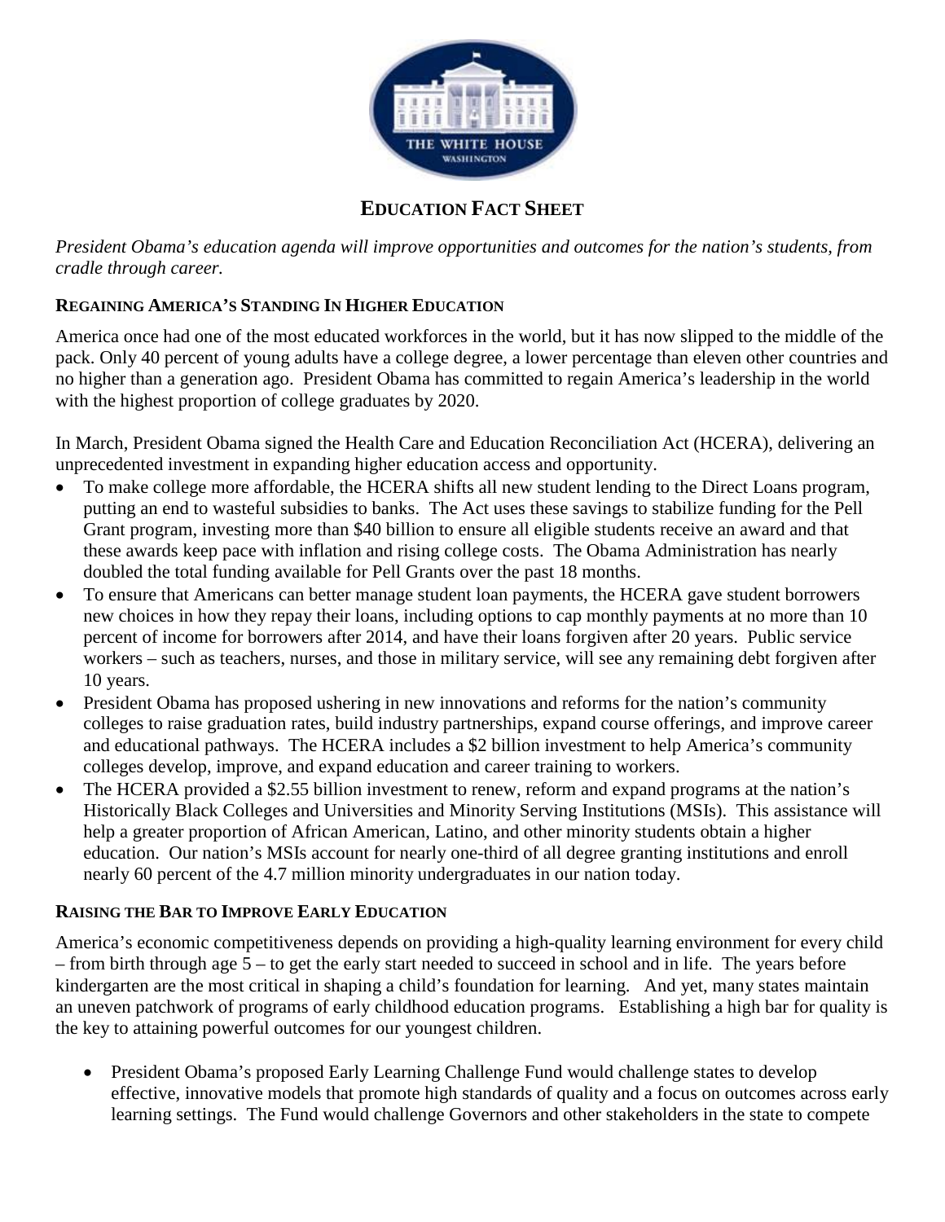# EDUCATION FACT SHEET

*President Obama's education agenda will improve opportunities and outcomes for the nation's students, from cradle through career.*

## REGAINING AMERICA'S STANDING IN HIGHER EDUCATION

America once had one of the most educated workforces in the world, but it has now slipped to the middle of the pack. Only 40 percent of young adults have a college degree, a lower percentage than eleven other countries and no higher than a generation ago. President Obama has committed to regain America's leadership in the world with the highest proportion of college graduates by 2020.

In March, President Obama signed the Health Care and Education Reconciliation Act (HCERA), delivering an unprecedented investment in expanding higher education access and opportunity.

- To make college more affordable, the HCERA shifts all new student lending to the Direct Loans program, putting an end to wasteful subsidies to banks. The Act uses these savings to stabilize funding for the Pell Grant program, investing more than $40 billion to ensure all eligible students receive an award and that these awards keep pace with inflation and rising college costs. The Obama Administration has nearly doubled the total funding available for Pell Grants over the past 18 months.
- To ensure that Americans can better manage student loan payments, the HCERA gave student borrowers new choices in how they repay their loans, including options to cap monthly payments at no more than 10 percent of income for borrowers after 2014, and have their loans forgiven after 20 years. Public service workers – such as teachers, nurses, and those in military service, will see any remaining debt forgiven after 10 years.
- President Obama has proposed ushering in new innovations and reforms for the nation's community colleges to raise graduation rates, build industry partnerships, expand course offerings, and improve career and educational pathways. The HCERA includes a $2 billion investment to help America's community colleges develop, improve, and expand education and career training to workers.
- The HCERA provided a $2.55 billion investment to renew, reform and expand programs at the nation's Historically Black Colleges and Universities and Minority Serving Institutions (MSIs). This assistance will help a greater proportion of African American, Latino, and other minority students obtain a higher education. Our nation's MSIs account for nearly one-third of all degree granting institutions and enroll nearly 60 percent of the 4.7 million minority undergraduates in our nation today.

## RAISING THE BAR TO IMPROVE EARLY EDUCATION

America's economic competitiveness depends on providing a high-quality learning environment for every child – from birth through age 5 – to get the early start needed to succeed in school and in life. The years before kindergarten are the most critical in shaping a child's foundation for learning. And yet, many states maintain an uneven patchwork of programs of early childhood education programs. Establishing a high bar for quality is the key to attaining powerful outcomes for our youngest children.

- President Obama's proposed Early Learning Challenge Fund would challenge states to develop effective, innovative models that promote high standards of quality and a focus on outcomes across early learning settings. The Fund would challenge Governors and other stakeholders in the state to compete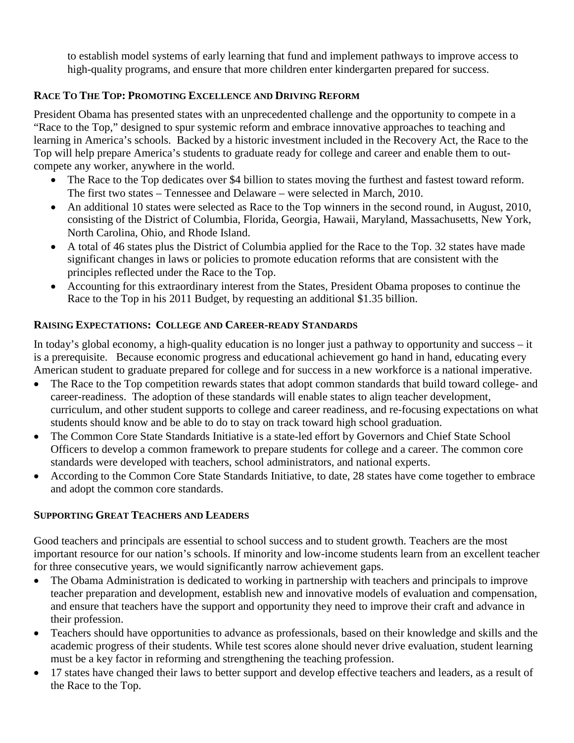to establish model systems of early learning that fund and implement pathways to improve access to high-quality programs, and ensure that more children enter kindergarten prepared for success.

## RACE TO THE TOP: PROMOTING EXCELLENCE AND DRIVING REFORM

President Obama has presented states with an unprecedented challenge and the opportunity to compete in a "Race to the Top," designed to spur systemic reform and embrace innovative approaches to teaching and learning in America's schools. Backed by a historic investment included in the Recovery Act, the Race to the Top will help prepare America's students to graduate ready for college and career and enable them to out-compete any worker, anywhere in the world.

- The Race to the Top dedicates over $4 billion to states moving the furthest and fastest toward reform. The first two states – Tennessee and Delaware – were selected in March, 2010.
- An additional 10 states were selected as Race to the Top winners in the second round, in August, 2010, consisting of the District of Columbia, Florida, Georgia, Hawaii, Maryland, Massachusetts, New York, North Carolina, Ohio, and Rhode Island.
- A total of 46 states plus the District of Columbia applied for the Race to the Top. 32 states have made significant changes in laws or policies to promote education reforms that are consistent with the principles reflected under the Race to the Top.
- Accounting for this extraordinary interest from the States, President Obama proposes to continue the Race to the Top in his 2011 Budget, by requesting an additional $1.35 billion.

## RAISING EXPECTATIONS: COLLEGE AND CAREER-READY STANDARDS

In today's global economy, a high-quality education is no longer just a pathway to opportunity and success – it is a prerequisite. Because economic progress and educational achievement go hand in hand, educating every American student to graduate prepared for college and for success in a new workforce is a national imperative.

- The Race to the Top competition rewards states that adopt common standards that build toward college- and career-readiness. The adoption of these standards will enable states to align teacher development, curriculum, and other student supports to college and career readiness, and re-focusing expectations on what students should know and be able to do to stay on track toward high school graduation.
- The Common Core State Standards Initiative is a state-led effort by Governors and Chief State School Officers to develop a common framework to prepare students for college and a career. The common core standards were developed with teachers, school administrators, and national experts.
- According to the Common Core State Standards Initiative, to date, 28 states have come together to embrace and adopt the common core standards.

## SUPPORTING GREAT TEACHERS AND LEADERS

Good teachers and principals are essential to school success and to student growth. Teachers are the most important resource for our nation's schools. If minority and low-income students learn from an excellent teacher for three consecutive years, we would significantly narrow achievement gaps.

- The Obama Administration is dedicated to working in partnership with teachers and principals to improve teacher preparation and development, establish new and innovative models of evaluation and compensation, and ensure that teachers have the support and opportunity they need to improve their craft and advance in their profession.
- Teachers should have opportunities to advance as professionals, based on their knowledge and skills and the academic progress of their students. While test scores alone should never drive evaluation, student learning must be a key factor in reforming and strengthening the teaching profession.
- 17 states have changed their laws to better support and develop effective teachers and leaders, as a result of the Race to the Top.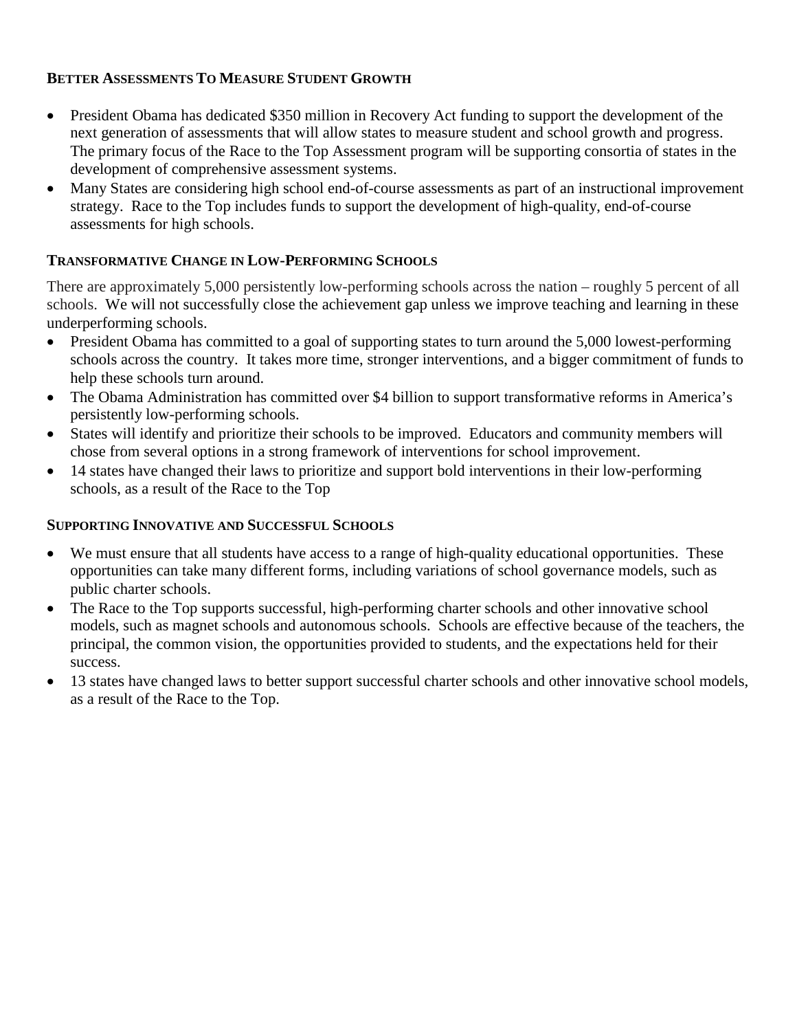## **Better Assessments To Measure Student Growth**

- President Obama has dedicated $350 million in Recovery Act funding to support the development of the next generation of assessments that will allow states to measure student and school growth and progress. The primary focus of the Race to the Top Assessment program will be supporting consortia of states in the development of comprehensive assessment systems.
- Many States are considering high school end-of-course assessments as part of an instructional improvement strategy. Race to the Top includes funds to support the development of high-quality, end-of-course assessments for high schools.

## **Transformative Change in Low-Performing Schools**

There are approximately 5,000 persistently low-performing schools across the nation – roughly 5 percent of all schools. We will not successfully close the achievement gap unless we improve teaching and learning in these underperforming schools.

- President Obama has committed to a goal of supporting states to turn around the 5,000 lowest-performing schools across the country. It takes more time, stronger interventions, and a bigger commitment of funds to help these schools turn around.
- The Obama Administration has committed over $4 billion to support transformative reforms in America's persistently low-performing schools.
- States will identify and prioritize their schools to be improved. Educators and community members will chose from several options in a strong framework of interventions for school improvement.
- 14 states have changed their laws to prioritize and support bold interventions in their low-performing schools, as a result of the Race to the Top

## **Supporting Innovative and Successful Schools**

- We must ensure that all students have access to a range of high-quality educational opportunities. These opportunities can take many different forms, including variations of school governance models, such as public charter schools.
- The Race to the Top supports successful, high-performing charter schools and other innovative school models, such as magnet schools and autonomous schools. Schools are effective because of the teachers, the principal, the common vision, the opportunities provided to students, and the expectations held for their success.
- 13 states have changed laws to better support successful charter schools and other innovative school models, as a result of the Race to the Top.